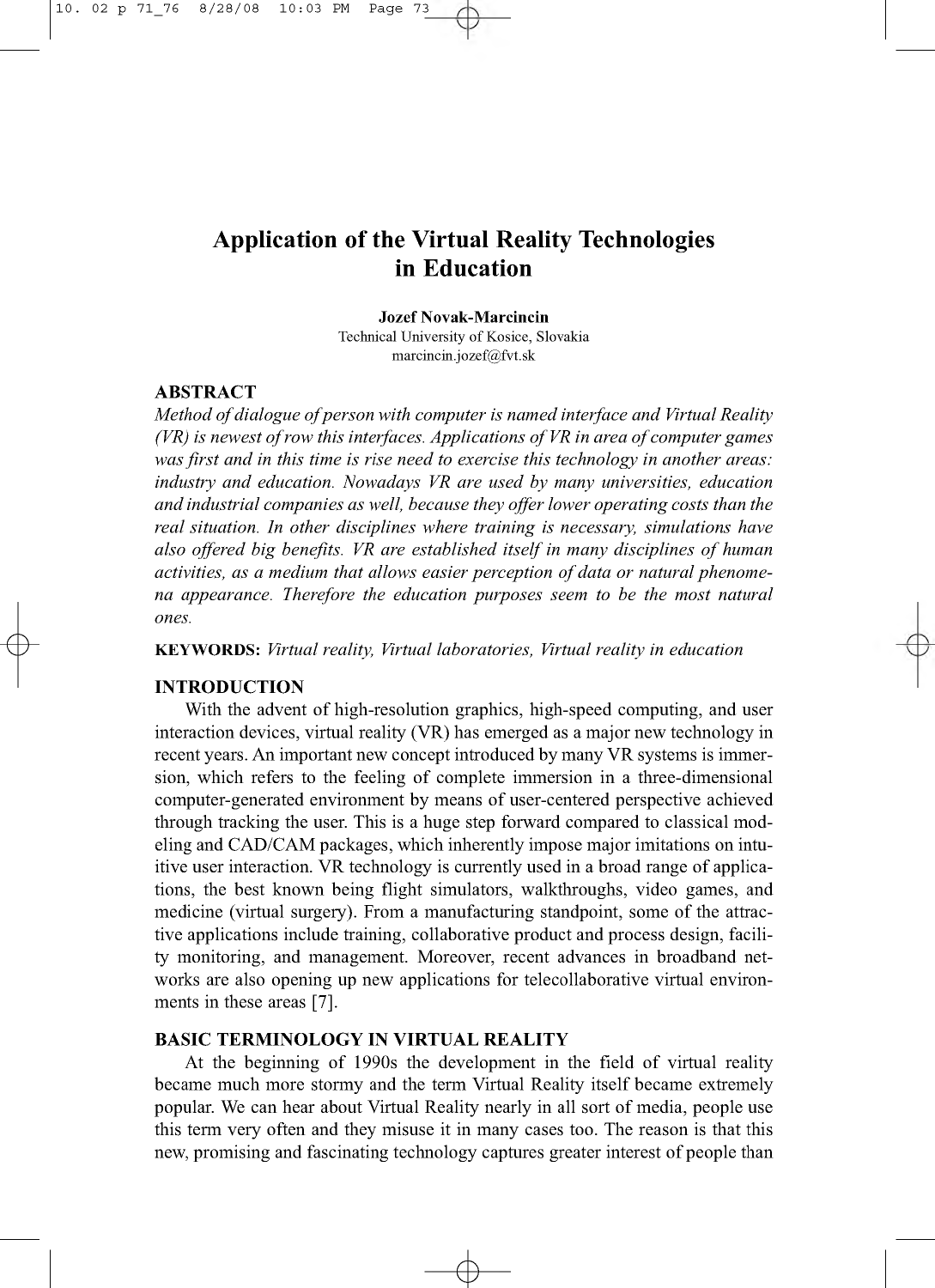# Application of the Virtual Reality Technologies in Education

**Jozef Novak-Marcincin**
Technical University of Kosice, Slovakia
marcincin.jozef@fvt.sk

## ABSTRACT

*Method of dialogue of person with computer is named interface and Virtual Reality (VR) is newest of row this interfaces. Applications of VR in area of computer games was first and in this time is rise need to exercise this technology in another areas: industry and education. Nowadays VR are used by many universities, education and industrial companies as well, because they offer lower operating costs than the real situation. In other disciplines where training is necessary, simulations have also offered big benefits. VR are established itself in many disciplines of human activities, as a medium that allows easier perception of data or natural phenomena appearance. Therefore the education purposes seem to be the most natural ones.*

**KEYWORDS:** *Virtual reality, Virtual laboratories, Virtual reality in education*

## INTRODUCTION

With the advent of high-resolution graphics, high-speed computing, and user interaction devices, virtual reality (VR) has emerged as a major new technology in recent years. An important new concept introduced by many VR systems is immersion, which refers to the feeling of complete immersion in a three-dimensional computer-generated environment by means of user-centered perspective achieved through tracking the user. This is a huge step forward compared to classical modeling and CAD/CAM packages, which inherently impose major imitations on intuitive user interaction. VR technology is currently used in a broad range of applications, the best known being flight simulators, walkthroughs, video games, and medicine (virtual surgery). From a manufacturing standpoint, some of the attractive applications include training, collaborative product and process design, facility monitoring, and management. Moreover, recent advances in broadband networks are also opening up new applications for telecollaborative virtual environments in these areas [7].

## BASIC TERMINOLOGY IN VIRTUAL REALITY

At the beginning of 1990s the development in the field of virtual reality became much more stormy and the term Virtual Reality itself became extremely popular. We can hear about Virtual Reality nearly in all sort of media, people use this term very often and they misuse it in many cases too. The reason is that this new, promising and fascinating technology captures greater interest of people than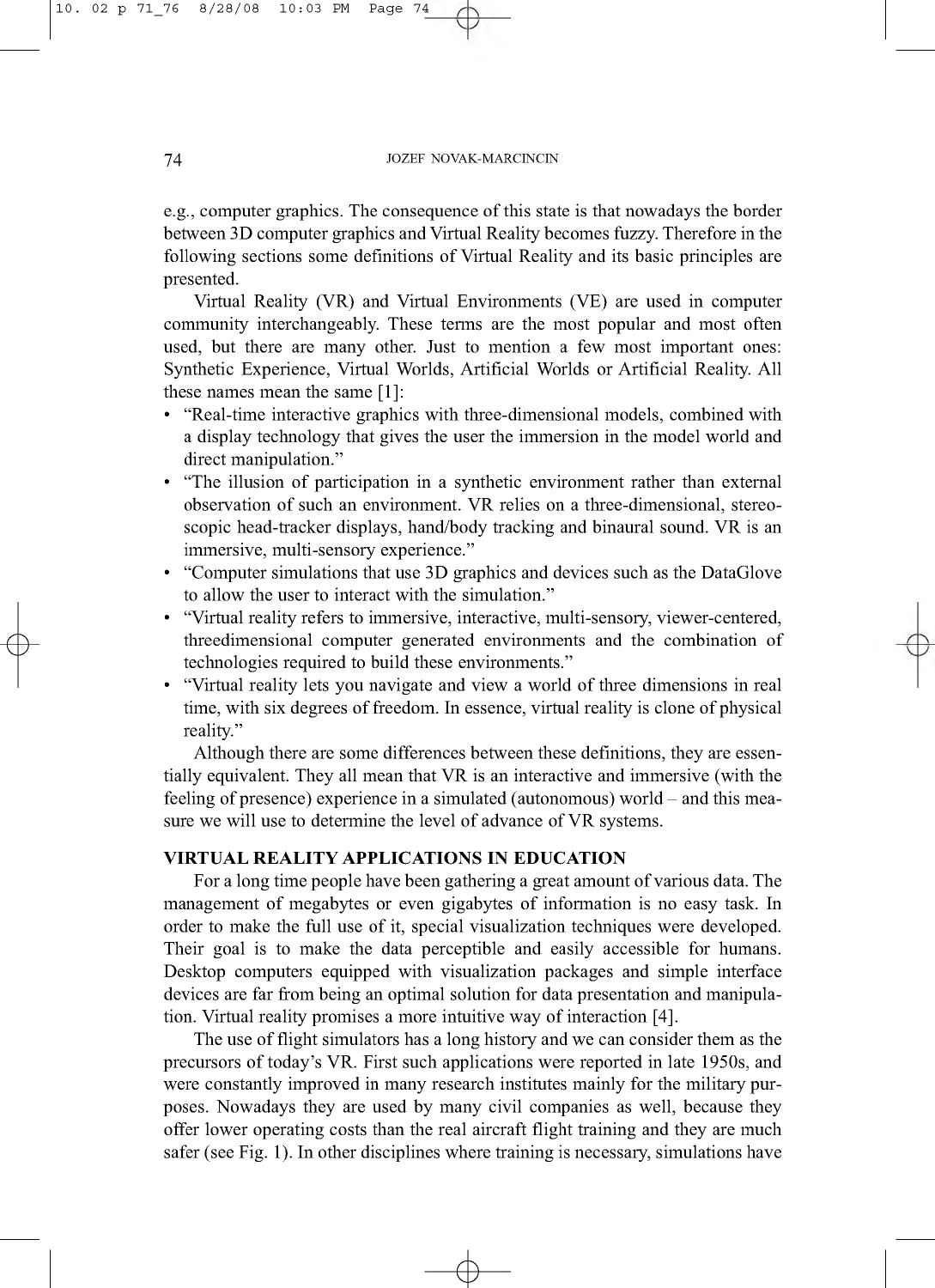e.g., computer graphics. The consequence of this state is that nowadays the border between 3D computer graphics and Virtual Reality becomes fuzzy. Therefore in the following sections some definitions of Virtual Reality and its basic principles are presented.

Virtual Reality (VR) and Virtual Environments (VE) are used in computer community interchangeably. These terms are the most popular and most often used, but there are many other. Just to mention a few most important ones: Synthetic Experience, Virtual Worlds, Artificial Worlds or Artificial Reality. All these names mean the same [1]:

- "Real-time interactive graphics with three-dimensional models, combined with a display technology that gives the user the immersion in the model world and direct manipulation."
- "The illusion of participation in a synthetic environment rather than external observation of such an environment. VR relies on a three-dimensional, stereoscopic head-tracker displays, hand/body tracking and binaural sound. VR is an immersive, multi-sensory experience."
- "Computer simulations that use 3D graphics and devices such as the DataGlove to allow the user to interact with the simulation."
- "Virtual reality refers to immersive, interactive, multi-sensory, viewer-centered, threedimensional computer generated environments and the combination of technologies required to build these environments."
- "Virtual reality lets you navigate and view a world of three dimensions in real time, with six degrees of freedom. In essence, virtual reality is clone of physical reality."

Although there are some differences between these definitions, they are essentially equivalent. They all mean that VR is an interactive and immersive (with the feeling of presence) experience in a simulated (autonomous) world – and this measure we will use to determine the level of advance of VR systems.

## VIRTUAL REALITY APPLICATIONS IN EDUCATION

For a long time people have been gathering a great amount of various data. The management of megabytes or even gigabytes of information is no easy task. In order to make the full use of it, special visualization techniques were developed. Their goal is to make the data perceptible and easily accessible for humans. Desktop computers equipped with visualization packages and simple interface devices are far from being an optimal solution for data presentation and manipulation. Virtual reality promises a more intuitive way of interaction [4].

The use of flight simulators has a long history and we can consider them as the precursors of today's VR. First such applications were reported in late 1950s, and were constantly improved in many research institutes mainly for the military purposes. Nowadays they are used by many civil companies as well, because they offer lower operating costs than the real aircraft flight training and they are much safer (see Fig. 1). In other disciplines where training is necessary, simulations have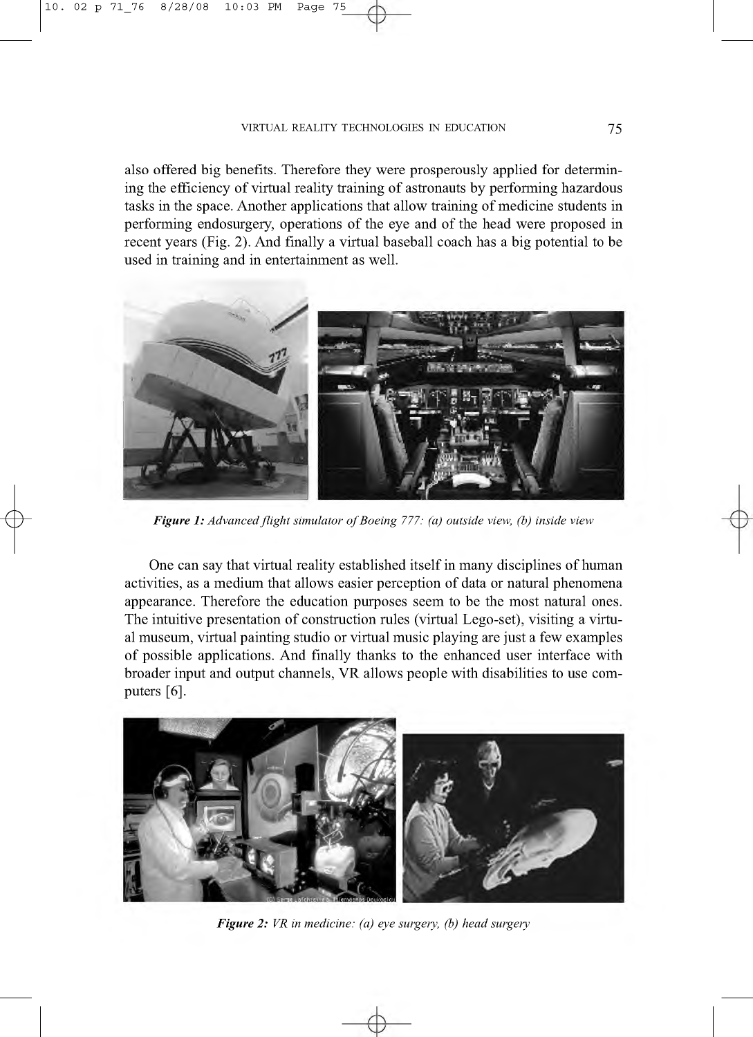also offered big benefits. Therefore they were prosperously applied for determining the efficiency of virtual reality training of astronauts by performing hazardous tasks in the space. Another applications that allow training of medicine students in performing endosurgery, operations of the eye and of the head were proposed in recent years (Fig. 2). And finally a virtual baseball coach has a big potential to be used in training and in entertainment as well.

***Figure 1:*** *Advanced flight simulator of Boeing 777: (a) outside view, (b) inside view*

One can say that virtual reality established itself in many disciplines of human activities, as a medium that allows easier perception of data or natural phenomena appearance. Therefore the education purposes seem to be the most natural ones. The intuitive presentation of construction rules (virtual Lego-set), visiting a virtual museum, virtual painting studio or virtual music playing are just a few examples of possible applications. And finally thanks to the enhanced user interface with broader input and output channels, VR allows people with disabilities to use computers [6].

***Figure 2:*** *VR in medicine: (a) eye surgery, (b) head surgery*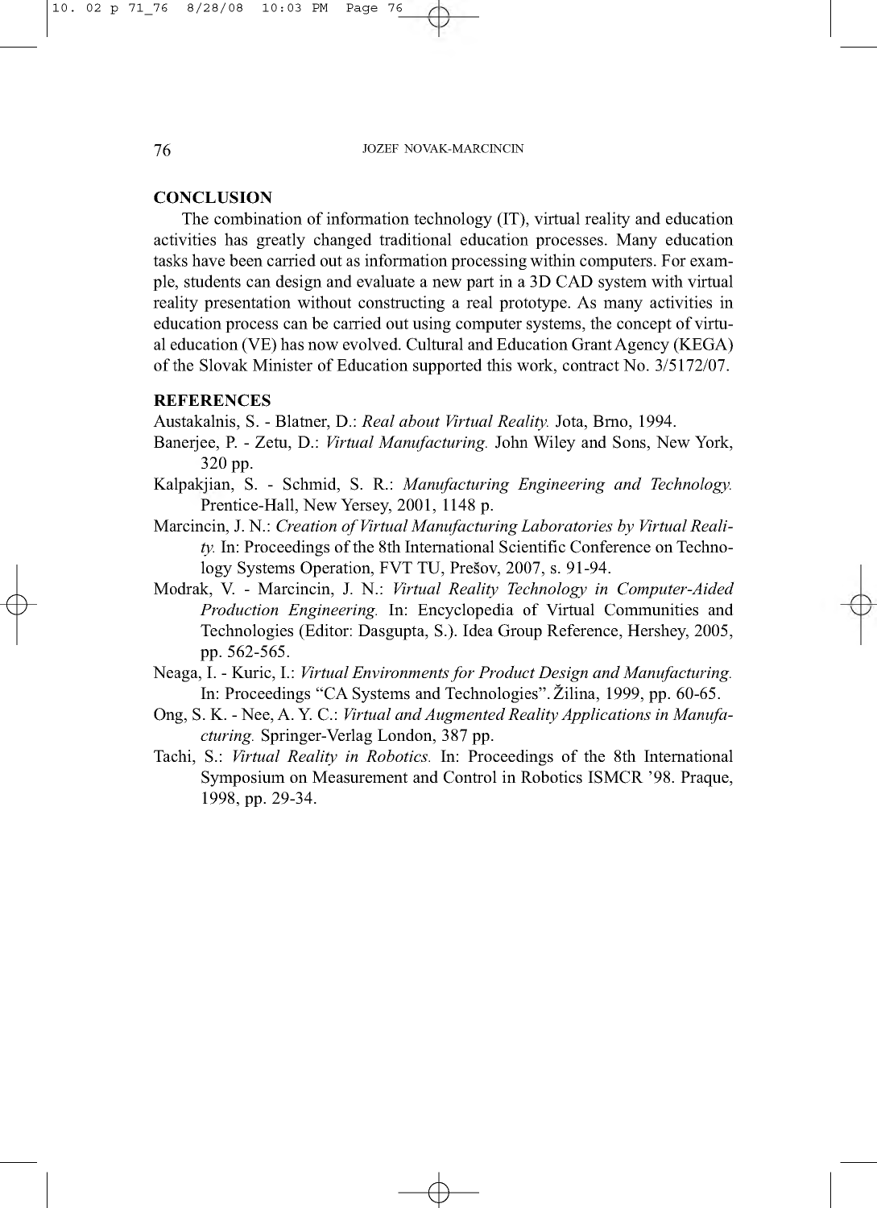## CONCLUSION

The combination of information technology (IT), virtual reality and education activities has greatly changed traditional education processes. Many education tasks have been carried out as information processing within computers. For example, students can design and evaluate a new part in a 3D CAD system with virtual reality presentation without constructing a real prototype. As many activities in education process can be carried out using computer systems, the concept of virtual education (VE) has now evolved. Cultural and Education Grant Agency (KEGA) of the Slovak Minister of Education supported this work, contract No. 3/5172/07.

## REFERENCES

Austakalnis, S. - Blatner, D.: *Real about Virtual Reality.* Jota, Brno, 1994.

Banerjee, P. - Zetu, D.: *Virtual Manufacturing.* John Wiley and Sons, New York, 320 pp.

Kalpakjian, S. - Schmid, S. R.: *Manufacturing Engineering and Technology.* Prentice-Hall, New Yersey, 2001, 1148 p.

Marcincin, J. N.: *Creation of Virtual Manufacturing Laboratories by Virtual Reality.* In: Proceedings of the 8th International Scientific Conference on Technology Systems Operation, FVT TU, Prešov, 2007, s. 91-94.

Modrak, V. - Marcincin, J. N.: *Virtual Reality Technology in Computer-Aided Production Engineering.* In: Encyclopedia of Virtual Communities and Technologies (Editor: Dasgupta, S.). Idea Group Reference, Hershey, 2005, pp. 562-565.

Neaga, I. - Kuric, I.: *Virtual Environments for Product Design and Manufacturing.* In: Proceedings "CA Systems and Technologies". Žilina, 1999, pp. 60-65.

Ong, S. K. - Nee, A. Y. C.: *Virtual and Augmented Reality Applications in Manufacturing.* Springer-Verlag London, 387 pp.

Tachi, S.: *Virtual Reality in Robotics.* In: Proceedings of the 8th International Symposium on Measurement and Control in Robotics ISMCR '98. Praque, 1998, pp. 29-34.